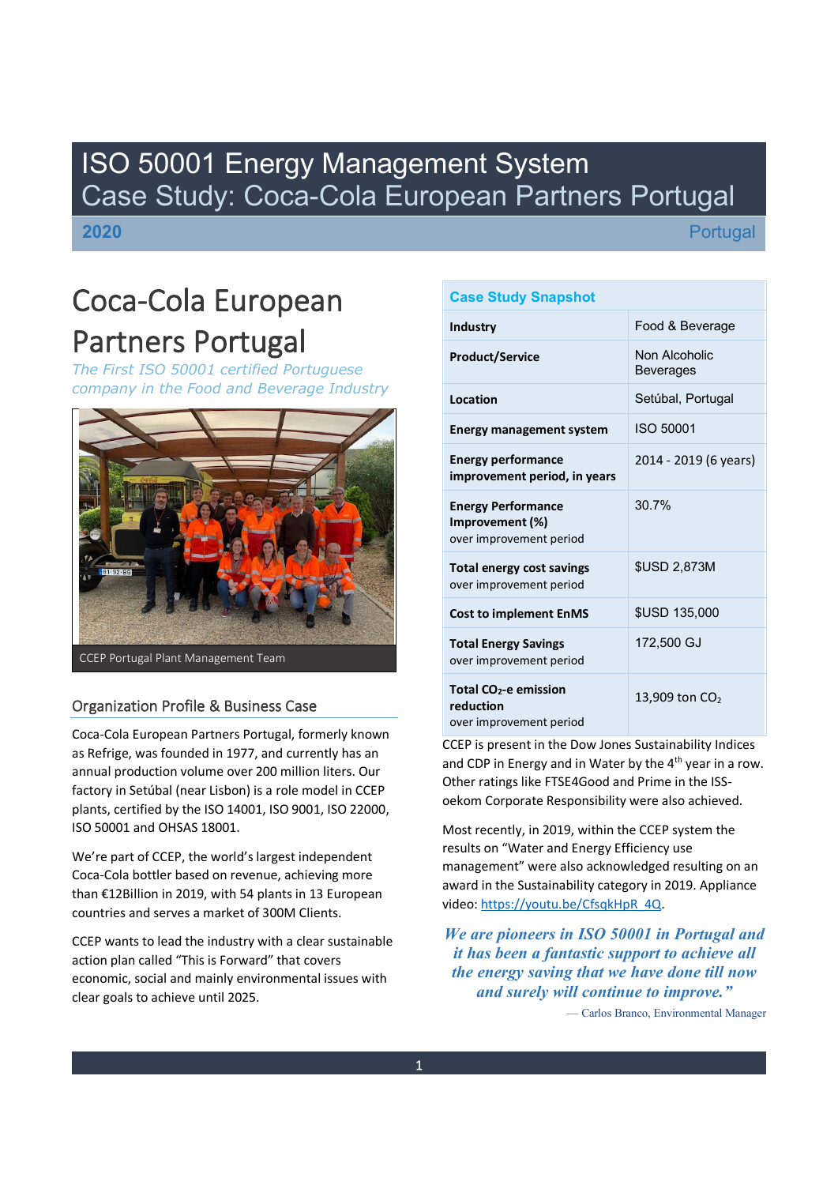# ISO 50001 Energy Management System Case Study: Coca-Cola European Partners Portugal

**2020** Portugal

# Coca-Cola European Partners Portugal

*The First ISO 50001 certified Portuguese company in the Food and Beverage Industry*

CCEP Portugal Plant Management Team

## Organization Profile & Business Case

Coca-Cola European Partners Portugal, formerly known as Refrige, was founded in 1977, and currently has an annual production volume over 200 million liters. Our factory in Setúbal (near Lisbon) is a role model in CCEP plants, certified by the ISO 14001, ISO 9001, ISO 22000, ISO 50001 and OHSAS 18001.

We're part of CCEP, the world's largest independent Coca-Cola bottler based on revenue, achieving more than €12Billion in 2019, with 54 plants in 13 European countries and serves a market of 300M Clients.

CCEP wants to lead the industry with a clear sustainable action plan called "This is Forward" that covers economic, social and mainly environmental issues with clear goals to achieve until 2025.

| Case Study Snapshot | |
|---|---|
| **Industry** | Food & Beverage |
| **Product/Service** | Non Alcoholic Beverages |
| **Location** | Setúbal, Portugal |
| **Energy management system** | ISO 50001 |
| **Energy performance improvement period, in years** | 2014 - 2019 (6 years) |
| **Energy Performance Improvement (%)** over improvement period | 30.7% |
| **Total energy cost savings** over improvement period | $USD 2,873M |
| **Cost to implement EnMS** | $USD 135,000 |
| **Total Energy Savings** over improvement period | 172,500 GJ |
| **Total $CO_2$-e emission reduction** over improvement period | 13,909 ton $CO_2$ |

CCEP is present in the Dow Jones Sustainability Indices and CDP in Energy and in Water by the 4th year in a row. Other ratings like FTSE4Good and Prime in the ISS-oekom Corporate Responsibility were also achieved.

Most recently, in 2019, within the CCEP system the results on "Water and Energy Efficiency use management" were also acknowledged resulting on an award in the Sustainability category in 2019. Appliance video: https://youtu.be/CfsqkHpR_4Q.

> ***We are pioneers in ISO 50001 in Portugal and it has been a fantastic support to achieve all the energy saving that we have done till now and surely will continue to improve."***
>
> — Carlos Branco, Environmental Manager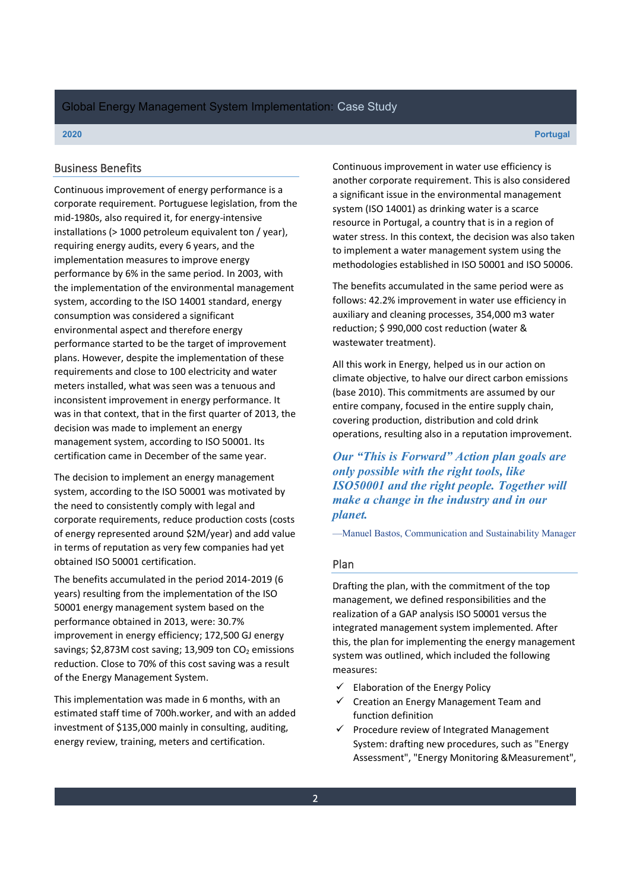## Business Benefits

Continuous improvement of energy performance is a corporate requirement. Portuguese legislation, from the mid-1980s, also required it, for energy-intensive installations (> 1000 petroleum equivalent ton / year), requiring energy audits, every 6 years, and the implementation measures to improve energy performance by 6% in the same period. In 2003, with the implementation of the environmental management system, according to the ISO 14001 standard, energy consumption was considered a significant environmental aspect and therefore energy performance started to be the target of improvement plans. However, despite the implementation of these requirements and close to 100 electricity and water meters installed, what was seen was a tenuous and inconsistent improvement in energy performance. It was in that context, that in the first quarter of 2013, the decision was made to implement an energy management system, according to ISO 50001. Its certification came in December of the same year.

The decision to implement an energy management system, according to the ISO 50001 was motivated by the need to consistently comply with legal and corporate requirements, reduce production costs (costs of energy represented around $2M/year) and add value in terms of reputation as very few companies had yet obtained ISO 50001 certification.

The benefits accumulated in the period 2014-2019 (6 years) resulting from the implementation of the ISO 50001 energy management system based on the performance obtained in 2013, were: 30.7% improvement in energy efficiency; 172,500 GJ energy savings; $2,873M cost saving; 13,909 ton $CO_2$ emissions reduction. Close to 70% of this cost saving was a result of the Energy Management System.

This implementation was made in 6 months, with an estimated staff time of 700h.worker, and with an added investment of $135,000 mainly in consulting, auditing, energy review, training, meters and certification.

Continuous improvement in water use efficiency is another corporate requirement. This is also considered a significant issue in the environmental management system (ISO 14001) as drinking water is a scarce resource in Portugal, a country that is in a region of water stress. In this context, the decision was also taken to implement a water management system using the methodologies established in ISO 50001 and ISO 50006.

The benefits accumulated in the same period were as follows: 42.2% improvement in water use efficiency in auxiliary and cleaning processes, 354,000 m3 water reduction; $ 990,000 cost reduction (water & wastewater treatment).

All this work in Energy, helped us in our action on climate objective, to halve our direct carbon emissions (base 2010). This commitments are assumed by our entire company, focused in the entire supply chain, covering production, distribution and cold drink operations, resulting also in a reputation improvement.

> ***Our "This is Forward" Action plan goals are only possible with the right tools, like ISO50001 and the right people. Together will make a change in the industry and in our planet.***
>
> —Manuel Bastos, Communication and Sustainability Manager

## Plan

Drafting the plan, with the commitment of the top management, we defined responsibilities and the realization of a GAP analysis ISO 50001 versus the integrated management system implemented. After this, the plan for implementing the energy management system was outlined, which included the following measures:

- ✓ Elaboration of the Energy Policy
- ✓ Creation an Energy Management Team and function definition
- ✓ Procedure review of Integrated Management System: drafting new procedures, such as "Energy Assessment", "Energy Monitoring &Measurement",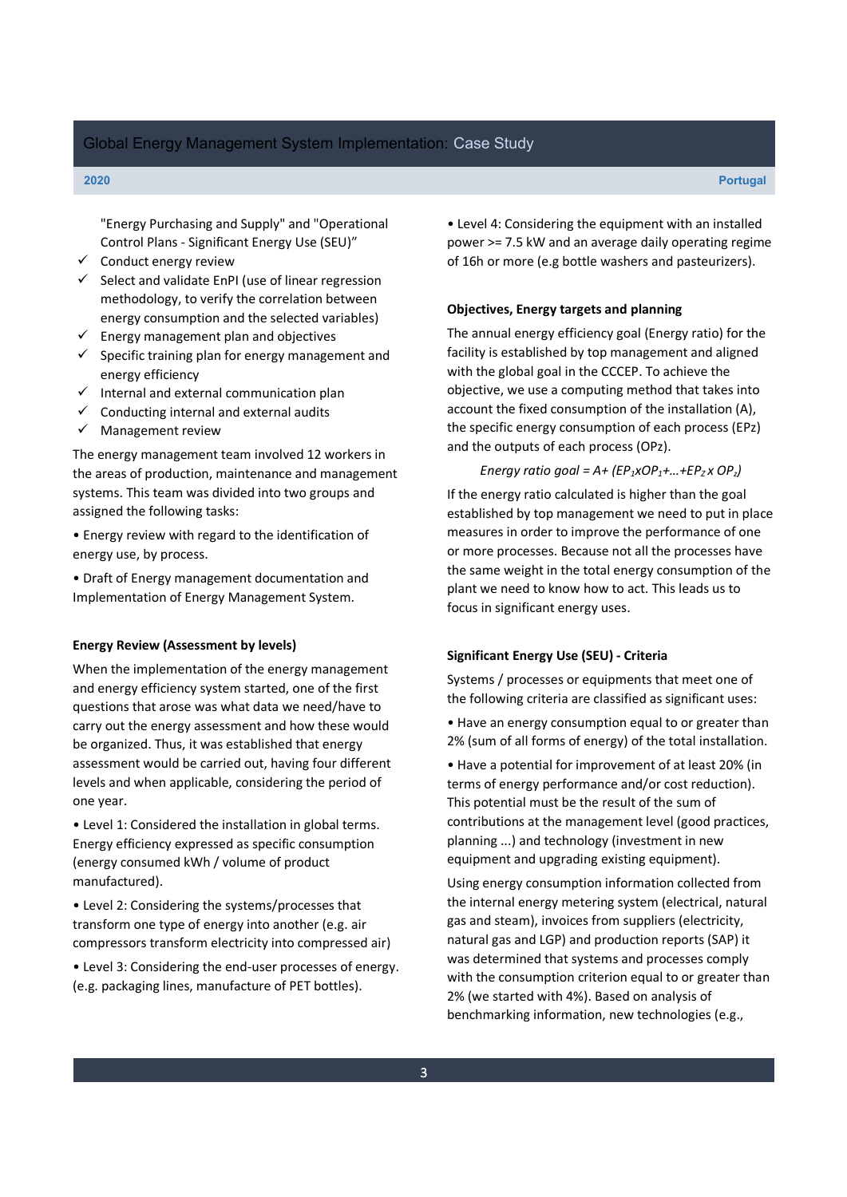"Energy Purchasing and Supply" and "Operational Control Plans - Significant Energy Use (SEU)"

- ✓ Conduct energy review
- ✓ Select and validate EnPI (use of linear regression methodology, to verify the correlation between energy consumption and the selected variables)
- ✓ Energy management plan and objectives
- ✓ Specific training plan for energy management and energy efficiency
- ✓ Internal and external communication plan
- ✓ Conducting internal and external audits
- ✓ Management review

The energy management team involved 12 workers in the areas of production, maintenance and management systems. This team was divided into two groups and assigned the following tasks:

• Energy review with regard to the identification of energy use, by process.

• Draft of Energy management documentation and Implementation of Energy Management System.

**Energy Review (Assessment by levels)**

When the implementation of the energy management and energy efficiency system started, one of the first questions that arose was what data we need/have to carry out the energy assessment and how these would be organized. Thus, it was established that energy assessment would be carried out, having four different levels and when applicable, considering the period of one year.

• Level 1: Considered the installation in global terms. Energy efficiency expressed as specific consumption (energy consumed kWh / volume of product manufactured).

• Level 2: Considering the systems/processes that transform one type of energy into another (e.g. air compressors transform electricity into compressed air)

• Level 3: Considering the end-user processes of energy. (e.g. packaging lines, manufacture of PET bottles).

• Level 4: Considering the equipment with an installed power >= 7.5 kW and an average daily operating regime of 16h or more (e.g bottle washers and pasteurizers).

**Objectives, Energy targets and planning**

The annual energy efficiency goal (Energy ratio) for the facility is established by top management and aligned with the global goal in the CCCEP. To achieve the objective, we use a computing method that takes into account the fixed consumption of the installation (A), the specific energy consumption of each process (EPz) and the outputs of each process (OPz).

$$\textit{Energy ratio goal} = A + (EP_1 x OP_1 + \ldots + EP_Z \, x \, OP_z)$$

If the energy ratio calculated is higher than the goal established by top management we need to put in place measures in order to improve the performance of one or more processes. Because not all the processes have the same weight in the total energy consumption of the plant we need to know how to act. This leads us to focus in significant energy uses.

**Significant Energy Use (SEU) - Criteria**

Systems / processes or equipments that meet one of the following criteria are classified as significant uses:

• Have an energy consumption equal to or greater than 2% (sum of all forms of energy) of the total installation.

• Have a potential for improvement of at least 20% (in terms of energy performance and/or cost reduction). This potential must be the result of the sum of contributions at the management level (good practices, planning ...) and technology (investment in new equipment and upgrading existing equipment).

Using energy consumption information collected from the internal energy metering system (electrical, natural gas and steam), invoices from suppliers (electricity, natural gas and LGP) and production reports (SAP) it was determined that systems and processes comply with the consumption criterion equal to or greater than 2% (we started with 4%). Based on analysis of benchmarking information, new technologies (e.g.,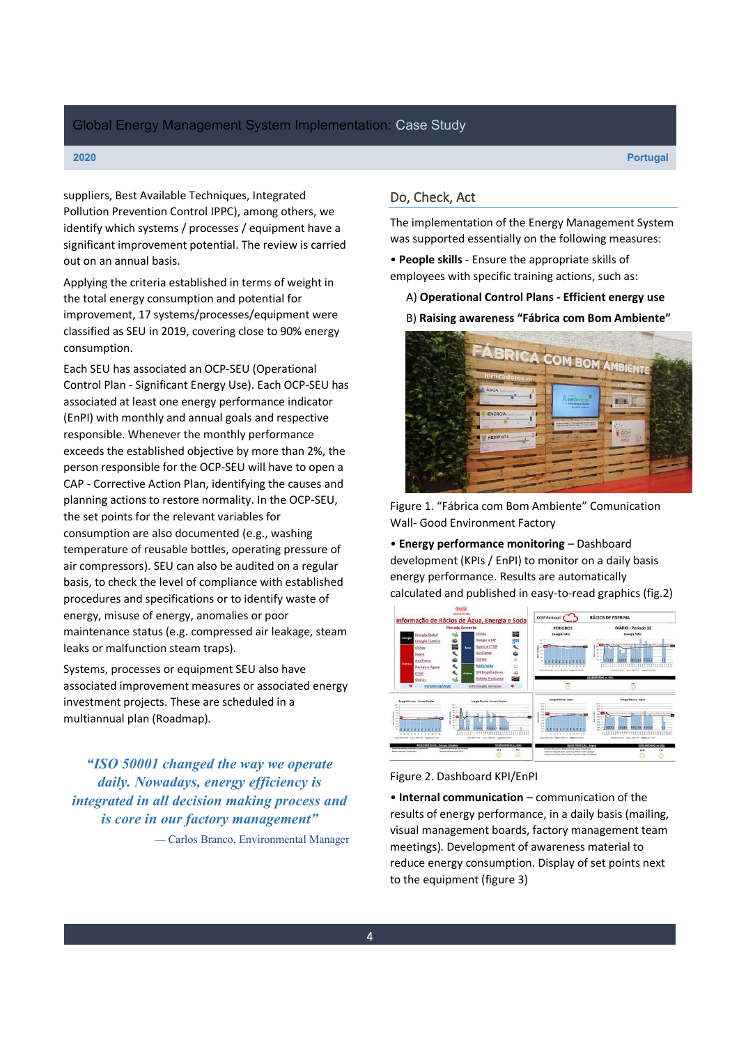suppliers, Best Available Techniques, Integrated Pollution Prevention Control IPPC), among others, we identify which systems / processes / equipment have a significant improvement potential. The review is carried out on an annual basis.

Applying the criteria established in terms of weight in the total energy consumption and potential for improvement, 17 systems/processes/equipment were classified as SEU in 2019, covering close to 90% energy consumption.

Each SEU has associated an OCP-SEU (Operational Control Plan - Significant Energy Use). Each OCP-SEU has associated at least one energy performance indicator (EnPI) with monthly and annual goals and respective responsible. Whenever the monthly performance exceeds the established objective by more than 2%, the person responsible for the OCP-SEU will have to open a CAP - Corrective Action Plan, identifying the causes and planning actions to restore normality. In the OCP-SEU, the set points for the relevant variables for consumption are also documented (e.g., washing temperature of reusable bottles, operating pressure of air compressors). SEU can also be audited on a regular basis, to check the level of compliance with established procedures and specifications or to identify waste of energy, misuse of energy, anomalies or poor maintenance status (e.g. compressed air leakage, steam leaks or malfunction steam traps).

Systems, processes or equipment SEU also have associated improvement measures or associated energy investment projects. These are scheduled in a multiannual plan (Roadmap).

> ***"ISO 50001 changed the way we operate daily. Nowadays, energy efficiency is integrated in all decision making process and is core in our factory management"***
>
> — Carlos Branco, Environmental Manager

## Do, Check, Act

The implementation of the Energy Management System was supported essentially on the following measures:

• **People skills** - Ensure the appropriate skills of employees with specific training actions, such as:

A) **Operational Control Plans - Efficient energy use**

B) **Raising awareness "Fábrica com Bom Ambiente"**

Figure 1. "Fábrica com Bom Ambiente" Comunication Wall- Good Environment Factory

• **Energy performance monitoring** – Dashboard development (KPIs / EnPI) to monitor on a daily basis energy performance. Results are automatically calculated and published in easy-to-read graphics (fig.2)

Figure 2. Dashboard KPI/EnPI

• **Internal communication** – communication of the results of energy performance, in a daily basis (mailing, visual management boards, factory management team meetings). Development of awareness material to reduce energy consumption. Display of set points next to the equipment (figure 3)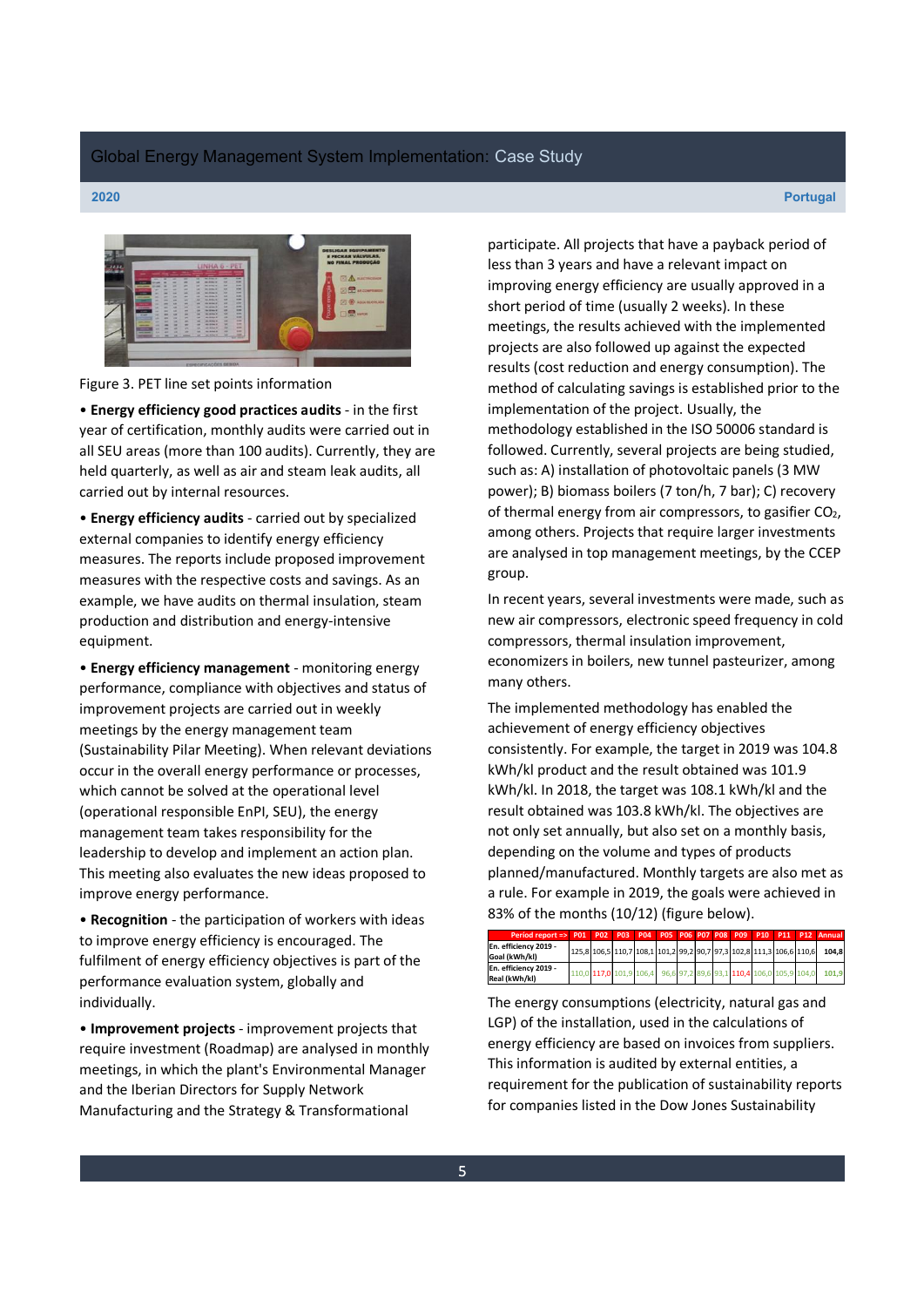Figure 3. PET line set points information

- **Energy efficiency good practices audits** - in the first year of certification, monthly audits were carried out in all SEU areas (more than 100 audits). Currently, they are held quarterly, as well as air and steam leak audits, all carried out by internal resources.
- **Energy efficiency audits** - carried out by specialized external companies to identify energy efficiency measures. The reports include proposed improvement measures with the respective costs and savings. As an example, we have audits on thermal insulation, steam production and distribution and energy-intensive equipment.
- **Energy efficiency management** - monitoring energy performance, compliance with objectives and status of improvement projects are carried out in weekly meetings by the energy management team (Sustainability Pilar Meeting). When relevant deviations occur in the overall energy performance or processes, which cannot be solved at the operational level (operational responsible EnPI, SEU), the energy management team takes responsibility for the leadership to develop and implement an action plan. This meeting also evaluates the new ideas proposed to improve energy performance.
- **Recognition** - the participation of workers with ideas to improve energy efficiency is encouraged. The fulfilment of energy efficiency objectives is part of the performance evaluation system, globally and individually.
- **Improvement projects** - improvement projects that require investment (Roadmap) are analysed in monthly meetings, in which the plant's Environmental Manager and the Iberian Directors for Supply Network Manufacturing and the Strategy & Transformational participate. All projects that have a payback period of less than 3 years and have a relevant impact on improving energy efficiency are usually approved in a short period of time (usually 2 weeks). In these meetings, the results achieved with the implemented projects are also followed up against the expected results (cost reduction and energy consumption). The method of calculating savings is established prior to the implementation of the project. Usually, the methodology established in the ISO 50006 standard is followed. Currently, several projects are being studied, such as: A) installation of photovoltaic panels (3 MW power); B) biomass boilers (7 ton/h, 7 bar); C) recovery of thermal energy from air compressors, to gasifier $CO_2$, among others. Projects that require larger investments are analysed in top management meetings, by the CCEP group.

In recent years, several investments were made, such as new air compressors, electronic speed frequency in cold compressors, thermal insulation improvement, economizers in boilers, new tunnel pasteurizer, among many others.

The implemented methodology has enabled the achievement of energy efficiency objectives consistently. For example, the target in 2019 was 104.8 kWh/kl product and the result obtained was 101.9 kWh/kl. In 2018, the target was 108.1 kWh/kl and the result obtained was 103.8 kWh/kl. The objectives are not only set annually, but also set on a monthly basis, depending on the volume and types of products planned/manufactured. Monthly targets are also met as a rule. For example in 2019, the goals were achieved in 83% of the months (10/12) (figure below).

| Period report => | P01 | P02 | P03 | P04 | P05 | P06 | P07 | P08 | P09 | P10 | P11 | P12 | Annual |
|---|---|---|---|---|---|---|---|---|---|---|---|---|---|
| En. efficiency 2019 - Goal (kWh/kl) | 125,8 | 106,5 | 110,7 | 108,1 | 101,2 | 99,2 | 90,7 | 97,3 | 102,8 | 111,3 | 106,6 | 110,6 | 104,8 |
| En. efficiency 2019 - Real (kWh/kl) | 110,0 | 117,0 | 101,9 | 106,4 | 96,6 | 97,2 | 89,6 | 93,1 | 110,4 | 106,0 | 105,9 | 104,0 | 101,9 |

The energy consumptions (electricity, natural gas and LGP) of the installation, used in the calculations of energy efficiency are based on invoices from suppliers. This information is audited by external entities, a requirement for the publication of sustainability reports for companies listed in the Dow Jones Sustainability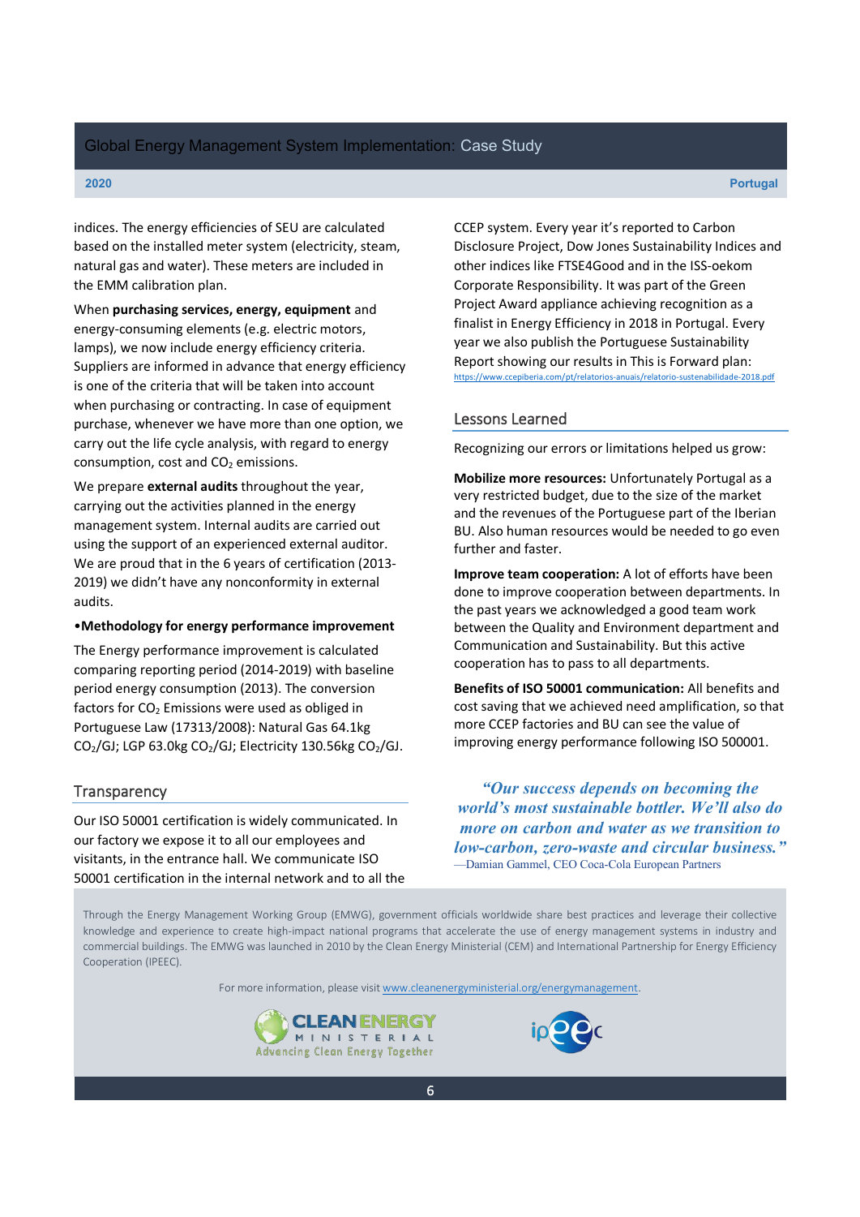indices. The energy efficiencies of SEU are calculated based on the installed meter system (electricity, steam, natural gas and water). These meters are included in the EMM calibration plan.

When **purchasing services, energy, equipment** and energy-consuming elements (e.g. electric motors, lamps), we now include energy efficiency criteria. Suppliers are informed in advance that energy efficiency is one of the criteria that will be taken into account when purchasing or contracting. In case of equipment purchase, whenever we have more than one option, we carry out the life cycle analysis, with regard to energy consumption, cost and $CO_2$ emissions.

We prepare **external audits** throughout the year, carrying out the activities planned in the energy management system. Internal audits are carried out using the support of an experienced external auditor. We are proud that in the 6 years of certification (2013-2019) we didn't have any nonconformity in external audits.

**•Methodology for energy performance improvement**

The Energy performance improvement is calculated comparing reporting period (2014-2019) with baseline period energy consumption (2013). The conversion factors for $CO_2$ Emissions were used as obliged in Portuguese Law (17313/2008): Natural Gas 64.1kg $CO_2$/GJ; LGP 63.0kg $CO_2$/GJ; Electricity 130.56kg $CO_2$/GJ.

## Transparency

Our ISO 50001 certification is widely communicated. In our factory we expose it to all our employees and visitants, in the entrance hall. We communicate ISO 50001 certification in the internal network and to all the CCEP system. Every year it's reported to Carbon Disclosure Project, Dow Jones Sustainability Indices and other indices like FTSE4Good and in the ISS-oekom Corporate Responsibility. It was part of the Green Project Award appliance achieving recognition as a finalist in Energy Efficiency in 2018 in Portugal. Every year we also publish the Portuguese Sustainability Report showing our results in This is Forward plan: https://www.ccepiberia.com/pt/relatorios-anuais/relatorio-sustenabilidade-2018.pdf

## Lessons Learned

Recognizing our errors or limitations helped us grow:

**Mobilize more resources:** Unfortunately Portugal as a very restricted budget, due to the size of the market and the revenues of the Portuguese part of the Iberian BU. Also human resources would be needed to go even further and faster.

**Improve team cooperation:** A lot of efforts have been done to improve cooperation between departments. In the past years we acknowledged a good team work between the Quality and Environment department and Communication and Sustainability. But this active cooperation has to pass to all departments.

**Benefits of ISO 50001 communication:** All benefits and cost saving that we achieved need amplification, so that more CCEP factories and BU can see the value of improving energy performance following ISO 500001.

> ***"Our success depends on becoming the world's most sustainable bottler. We'll also do more on carbon and water as we transition to low-carbon, zero-waste and circular business."***
> —Damian Gammel, CEO Coca-Cola European Partners

Through the Energy Management Working Group (EMWG), government officials worldwide share best practices and leverage their collective knowledge and experience to create high-impact national programs that accelerate the use of energy management systems in industry and commercial buildings. The EMWG was launched in 2010 by the Clean Energy Ministerial (CEM) and International Partnership for Energy Efficiency Cooperation (IPEEC).

For more information, please visit www.cleanenergyministerial.org/energymanagement.

CLEAN ENERGY MINISTERIAL Advancing Clean Energy Together

ipeec